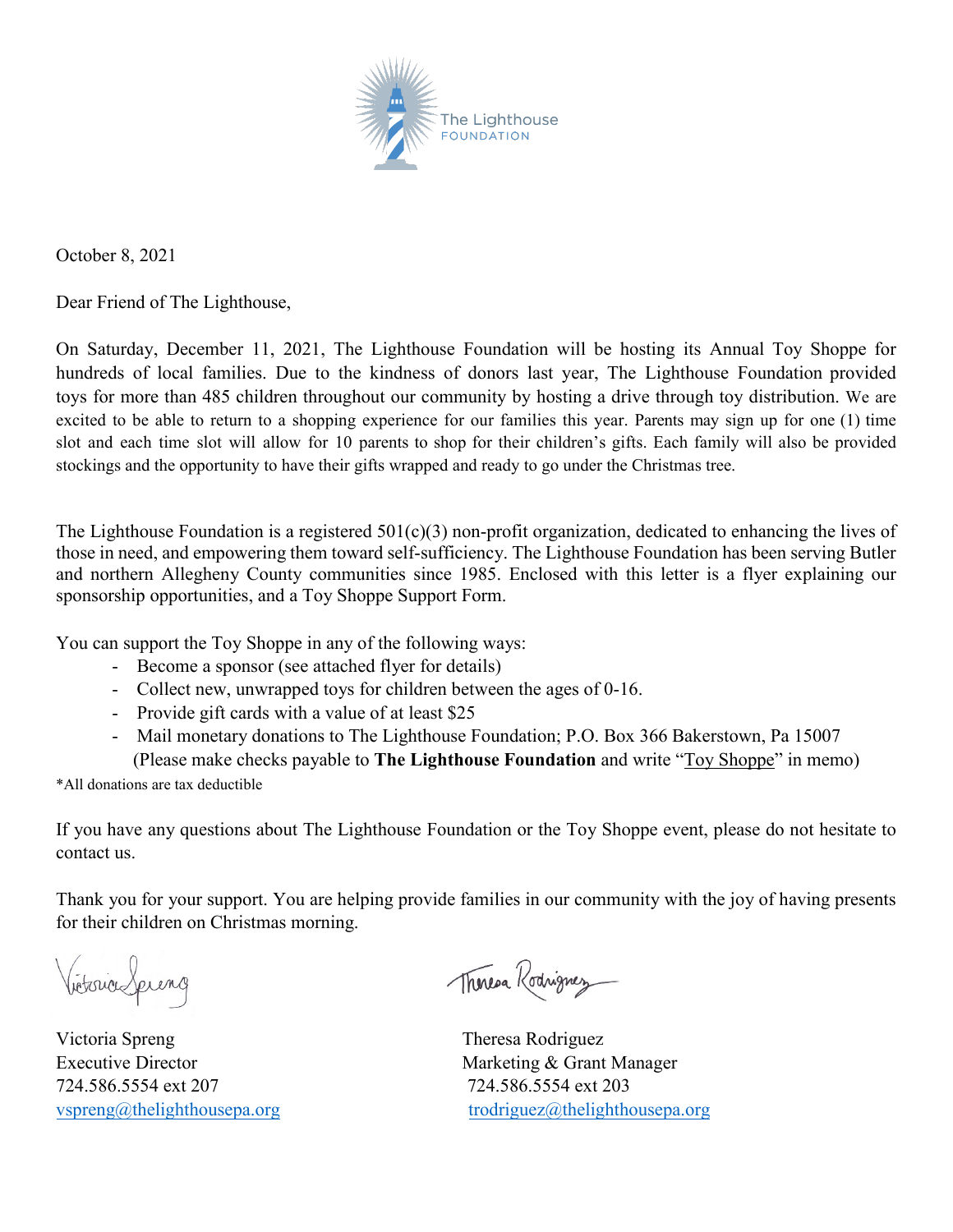The Lighthouse
FOUNDATION

October 8, 2021

Dear Friend of The Lighthouse,

On Saturday, December 11, 2021, The Lighthouse Foundation will be hosting its Annual Toy Shoppe for hundreds of local families. Due to the kindness of donors last year, The Lighthouse Foundation provided toys for more than 485 children throughout our community by hosting a drive through toy distribution. We are excited to be able to return to a shopping experience for our families this year. Parents may sign up for one (1) time slot and each time slot will allow for 10 parents to shop for their children's gifts. Each family will also be provided stockings and the opportunity to have their gifts wrapped and ready to go under the Christmas tree.

The Lighthouse Foundation is a registered 501(c)(3) non-profit organization, dedicated to enhancing the lives of those in need, and empowering them toward self-sufficiency. The Lighthouse Foundation has been serving Butler and northern Allegheny County communities since 1985. Enclosed with this letter is a flyer explaining our sponsorship opportunities, and a Toy Shoppe Support Form.

You can support the Toy Shoppe in any of the following ways:

- Become a sponsor (see attached flyer for details)
- Collect new, unwrapped toys for children between the ages of 0-16.
- Provide gift cards with a value of at least $25
- Mail monetary donations to The Lighthouse Foundation; P.O. Box 366 Bakerstown, Pa 15007
  (Please make checks payable to **The Lighthouse Foundation** and write "Toy Shoppe" in memo)

*All donations are tax deductible

If you have any questions about The Lighthouse Foundation or the Toy Shoppe event, please do not hesitate to contact us.

Thank you for your support. You are helping provide families in our community with the joy of having presents for their children on Christmas morning.

Victoria Spreng
Executive Director
724.586.5554 ext 207
vspreng@thelighthousepa.org

Theresa Rodriguez
Marketing & Grant Manager
724.586.5554 ext 203
trodriguez@thelighthousepa.org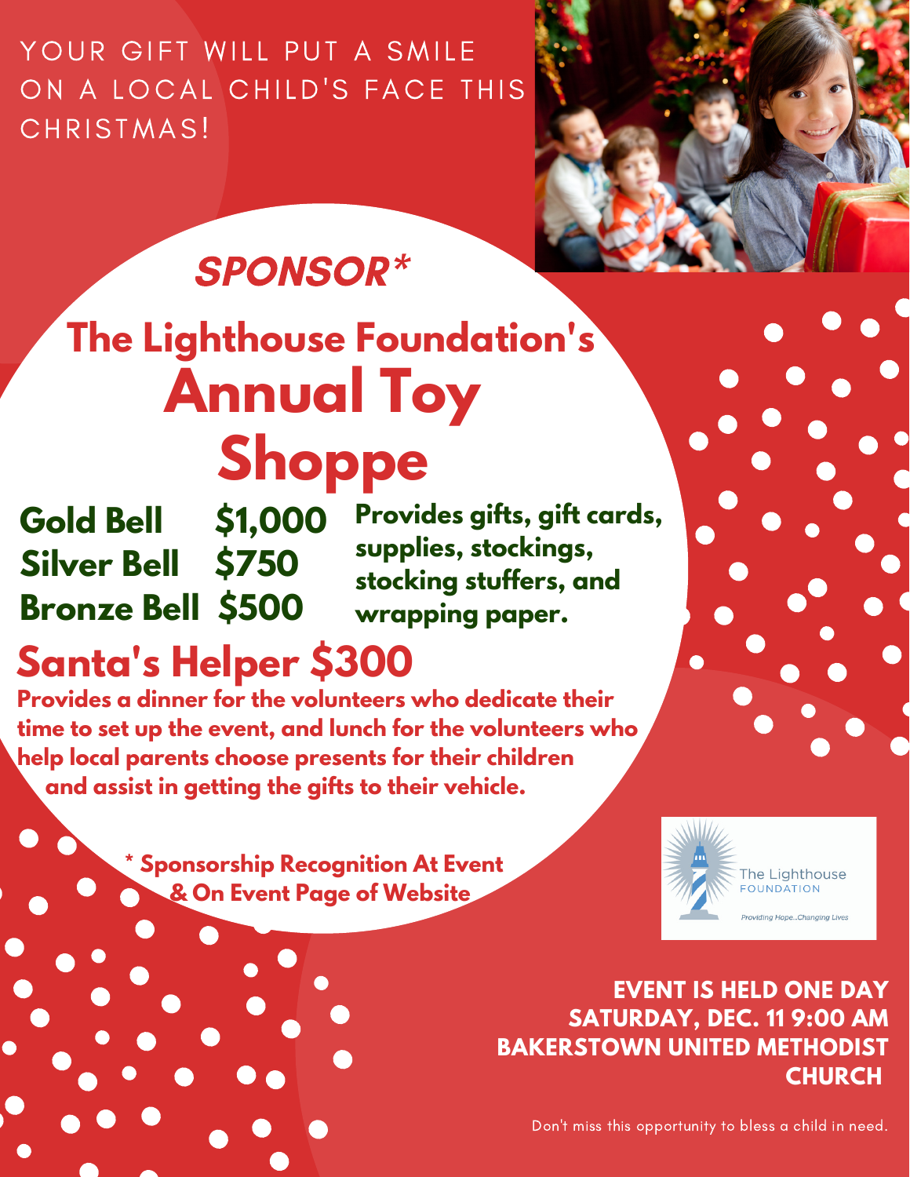YOUR GIFT WILL PUT A SMILE ON A LOCAL CHILD'S FACE THIS CHRISTMAS!

## *SPONSOR**

# The Lighthouse Foundation's Annual Toy Shoppe

| | | |
|---|---|---|
| **Gold Bell** | **$1,000** | **Provides gifts, gift cards, supplies, stockings, stocking stuffers, and wrapping paper.** |
| **Silver Bell** | **$750** | |
| **Bronze Bell** | **$500** | |

## Santa's Helper $300

**Provides a dinner for the volunteers who dedicate their time to set up the event, and lunch for the volunteers who help local parents choose presents for their children and assist in getting the gifts to their vehicle.**

**\* Sponsorship Recognition At Event & On Event Page of Website**

The Lighthouse FOUNDATION

*Providing Hope...Changing Lives*

**EVENT IS HELD ONE DAY**
**SATURDAY, DEC. 11 9:00 AM**
**BAKERSTOWN UNITED METHODIST CHURCH**

Don't miss this opportunity to bless a child in need.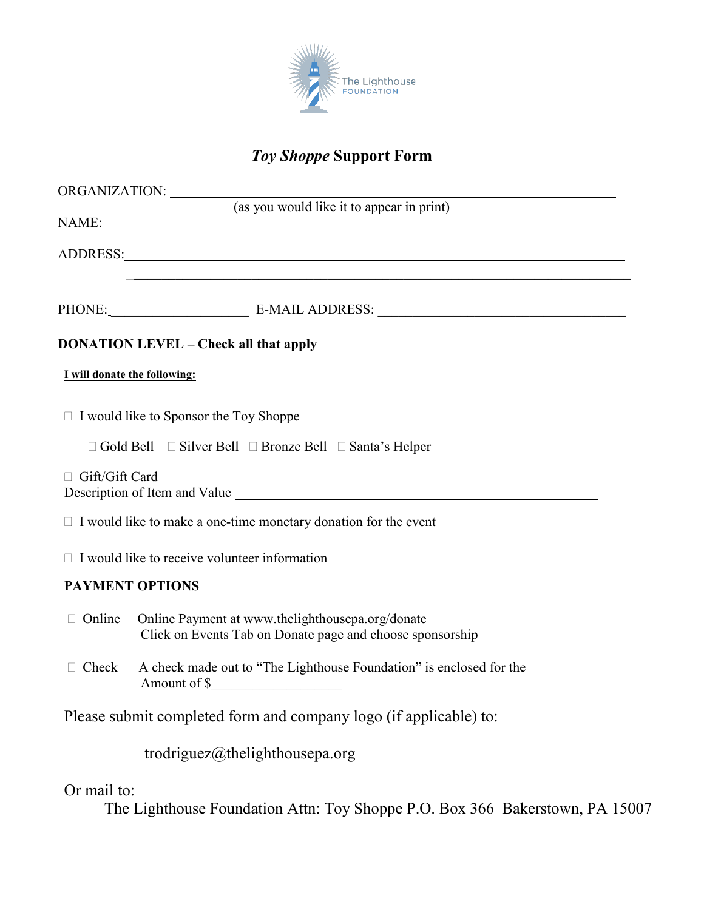The Lighthouse FOUNDATION

# *Toy Shoppe* Support Form

ORGANIZATION: ______________________________________________________________
(as you would like it to appear in print)

NAME: ______________________________________________________________

ADDRESS: ______________________________________________________________

______________________________________________________________

PHONE: ____________________ E-MAIL ADDRESS: ______________________________

**DONATION LEVEL – Check all that apply**

**I will donate the following:**

☐ I would like to Sponsor the Toy Shoppe

☐ Gold Bell ☐ Silver Bell ☐ Bronze Bell ☐ Santa's Helper

☐ Gift/Gift Card
Description of Item and Value ______________________________________________

☐ I would like to make a one-time monetary donation for the event

☐ I would like to receive volunteer information

**PAYMENT OPTIONS**

☐ Online Online Payment at www.thelighthousepa.org/donate
Click on Events Tab on Donate page and choose sponsorship

☐ Check A check made out to "The Lighthouse Foundation" is enclosed for the
Amount of $___________________

Please submit completed form and company logo (if applicable) to:

trodriguez@thelighthousepa.org

Or mail to:
The Lighthouse Foundation Attn: Toy Shoppe P.O. Box 366 Bakerstown, PA 15007